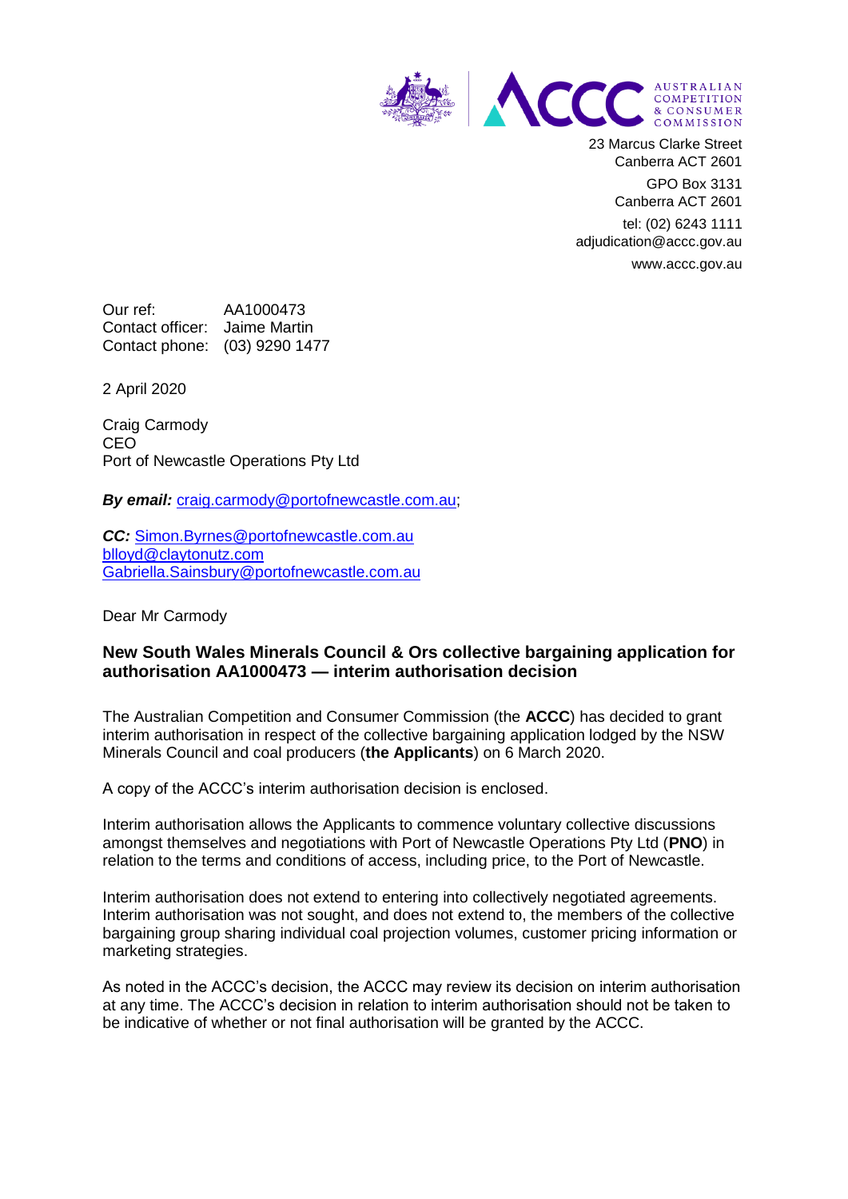AUSTRALIAN COMPETITION & CONSUMER COMMISSION

23 Marcus Clarke Street
Canberra ACT 2601

GPO Box 3131
Canberra ACT 2601

tel: (02) 6243 1111
adjudication@accc.gov.au

www.accc.gov.au

Our ref: AA1000473
Contact officer: Jaime Martin
Contact phone: (03) 9290 1477

2 April 2020

Craig Carmody
CEO
Port of Newcastle Operations Pty Ltd

***By email:*** craig.carmody@portofnewcastle.com.au;

***CC:*** Simon.Byrnes@portofnewcastle.com.au
blloyd@claytonutz.com
Gabriella.Sainsbury@portofnewcastle.com.au

Dear Mr Carmody

**New South Wales Minerals Council & Ors collective bargaining application for authorisation AA1000473 — interim authorisation decision**

The Australian Competition and Consumer Commission (the **ACCC**) has decided to grant interim authorisation in respect of the collective bargaining application lodged by the NSW Minerals Council and coal producers (**the Applicants**) on 6 March 2020.

A copy of the ACCC's interim authorisation decision is enclosed.

Interim authorisation allows the Applicants to commence voluntary collective discussions amongst themselves and negotiations with Port of Newcastle Operations Pty Ltd (**PNO**) in relation to the terms and conditions of access, including price, to the Port of Newcastle.

Interim authorisation does not extend to entering into collectively negotiated agreements. Interim authorisation was not sought, and does not extend to, the members of the collective bargaining group sharing individual coal projection volumes, customer pricing information or marketing strategies.

As noted in the ACCC's decision, the ACCC may review its decision on interim authorisation at any time. The ACCC's decision in relation to interim authorisation should not be taken to be indicative of whether or not final authorisation will be granted by the ACCC.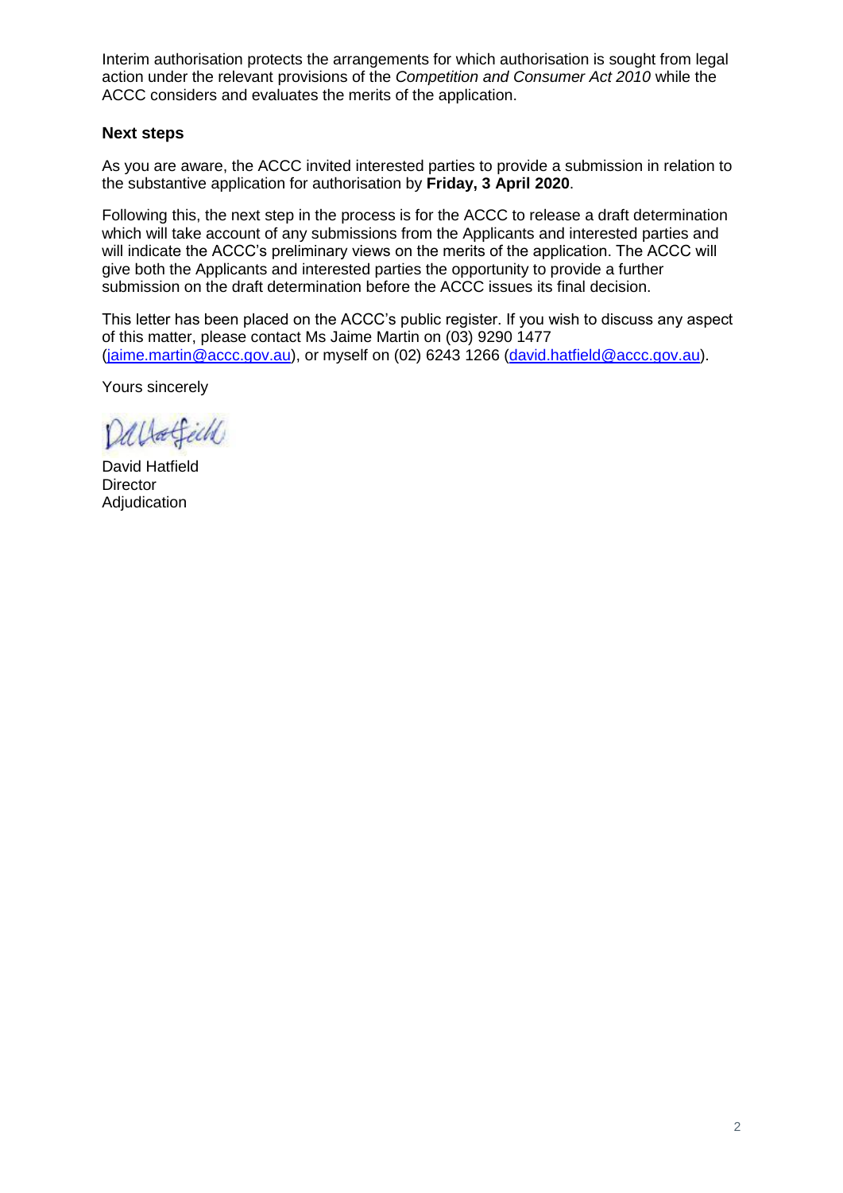Interim authorisation protects the arrangements for which authorisation is sought from legal action under the relevant provisions of the *Competition and Consumer Act 2010* while the ACCC considers and evaluates the merits of the application.

### Next steps

As you are aware, the ACCC invited interested parties to provide a submission in relation to the substantive application for authorisation by **Friday, 3 April 2020**.

Following this, the next step in the process is for the ACCC to release a draft determination which will take account of any submissions from the Applicants and interested parties and will indicate the ACCC's preliminary views on the merits of the application. The ACCC will give both the Applicants and interested parties the opportunity to provide a further submission on the draft determination before the ACCC issues its final decision.

This letter has been placed on the ACCC's public register. If you wish to discuss any aspect of this matter, please contact Ms Jaime Martin on (03) 9290 1477 (jaime.martin@accc.gov.au), or myself on (02) 6243 1266 (david.hatfield@accc.gov.au).

Yours sincerely

David Hatfield
Director
Adjudication